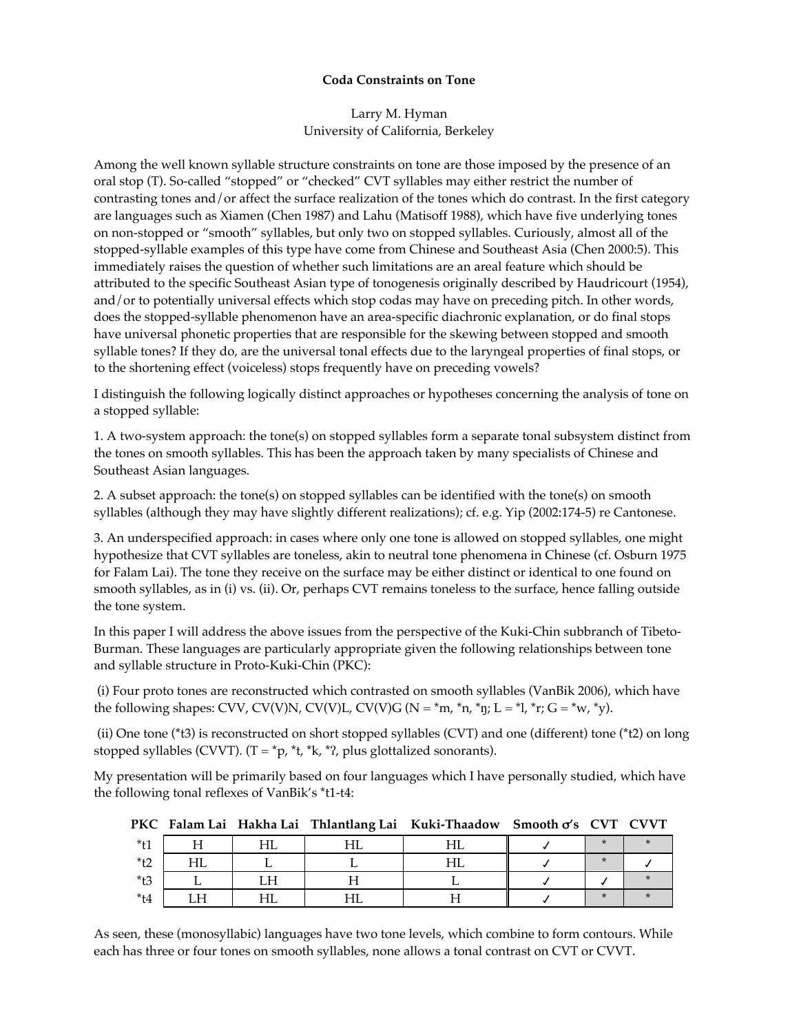**Coda Constraints on Tone**

Larry M. Hyman
University of California, Berkeley

Among the well known syllable structure constraints on tone are those imposed by the presence of an oral stop (T). So-called "stopped" or "checked" CVT syllables may either restrict the number of contrasting tones and/or affect the surface realization of the tones which do contrast. In the first category are languages such as Xiamen (Chen 1987) and Lahu (Matisoff 1988), which have five underlying tones on non-stopped or "smooth" syllables, but only two on stopped syllables. Curiously, almost all of the stopped-syllable examples of this type have come from Chinese and Southeast Asia (Chen 2000:5). This immediately raises the question of whether such limitations are an areal feature which should be attributed to the specific Southeast Asian type of tonogenesis originally described by Haudricourt (1954), and/or to potentially universal effects which stop codas may have on preceding pitch. In other words, does the stopped-syllable phenomenon have an area-specific diachronic explanation, or do final stops have universal phonetic properties that are responsible for the skewing between stopped and smooth syllable tones? If they do, are the universal tonal effects due to the laryngeal properties of final stops, or to the shortening effect (voiceless) stops frequently have on preceding vowels?

I distinguish the following logically distinct approaches or hypotheses concerning the analysis of tone on a stopped syllable:

1. A two-system approach: the tone(s) on stopped syllables form a separate tonal subsystem distinct from the tones on smooth syllables. This has been the approach taken by many specialists of Chinese and Southeast Asian languages.

2. A subset approach: the tone(s) on stopped syllables can be identified with the tone(s) on smooth syllables (although they may have slightly different realizations); cf. e.g. Yip (2002:174-5) re Cantonese.

3. An underspecified approach: in cases where only one tone is allowed on stopped syllables, one might hypothesize that CVT syllables are toneless, akin to neutral tone phenomena in Chinese (cf. Osburn 1975 for Falam Lai). The tone they receive on the surface may be either distinct or identical to one found on smooth syllables, as in (i) vs. (ii). Or, perhaps CVT remains toneless to the surface, hence falling outside the tone system.

In this paper I will address the above issues from the perspective of the Kuki-Chin subbranch of Tibeto-Burman. These languages are particularly appropriate given the following relationships between tone and syllable structure in Proto-Kuki-Chin (PKC):

(i) Four proto tones are reconstructed which contrasted on smooth syllables (VanBik 2006), which have the following shapes: CVV, CV(V)N, CV(V)L, CV(V)G (N = *m, *n, *ŋ; L = *l, *r; G = *w, *y).

(ii) One tone (*t3) is reconstructed on short stopped syllables (CVT) and one (different) tone (*t2) on long stopped syllables (CVVT). (T = *p, *t, *k, *ʔ, plus glottalized sonorants).

My presentation will be primarily based on four languages which I have personally studied, which have the following tonal reflexes of VanBik's *t1-t4:

| PKC | Falam Lai | Hakha Lai | Thlantlang Lai | Kuki-Thaadow | Smooth σ's | CVT | CVVT |
|---|---|---|---|---|---|---|---|
| *t1 | H | HL | HL | HL | ✓ | * | * |
| *t2 | HL | L | L | HL | ✓ | * | ✓ |
| *t3 | L | LH | H | L | ✓ | ✓ | * |
| *t4 | LH | HL | HL | H | ✓ | * | * |

As seen, these (monosyllabic) languages have two tone levels, which combine to form contours. While each has three or four tones on smooth syllables, none allows a tonal contrast on CVT or CVVT.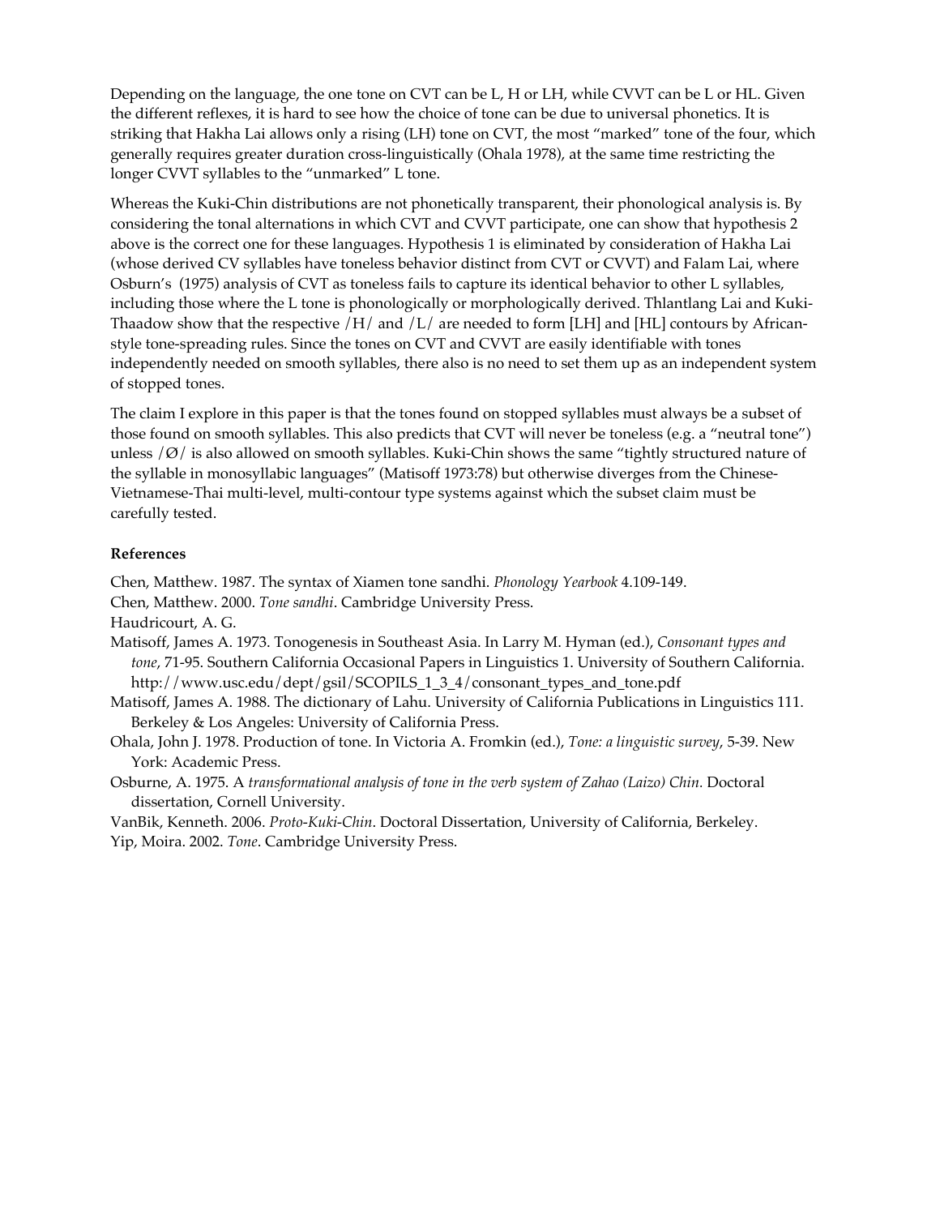Depending on the language, the one tone on CVT can be L, H or LH, while CVVT can be L or HL. Given the different reflexes, it is hard to see how the choice of tone can be due to universal phonetics. It is striking that Hakha Lai allows only a rising (LH) tone on CVT, the most "marked" tone of the four, which generally requires greater duration cross-linguistically (Ohala 1978), at the same time restricting the longer CVVT syllables to the "unmarked" L tone.

Whereas the Kuki-Chin distributions are not phonetically transparent, their phonological analysis is. By considering the tonal alternations in which CVT and CVVT participate, one can show that hypothesis 2 above is the correct one for these languages. Hypothesis 1 is eliminated by consideration of Hakha Lai (whose derived CV syllables have toneless behavior distinct from CVT or CVVT) and Falam Lai, where Osburn's (1975) analysis of CVT as toneless fails to capture its identical behavior to other L syllables, including those where the L tone is phonologically or morphologically derived. Thlantlang Lai and Kuki-Thaadow show that the respective /H/ and /L/ are needed to form [LH] and [HL] contours by African-style tone-spreading rules. Since the tones on CVT and CVVT are easily identifiable with tones independently needed on smooth syllables, there also is no need to set them up as an independent system of stopped tones.

The claim I explore in this paper is that the tones found on stopped syllables must always be a subset of those found on smooth syllables. This also predicts that CVT will never be toneless (e.g. a "neutral tone") unless /Ø/ is also allowed on smooth syllables. Kuki-Chin shows the same "tightly structured nature of the syllable in monosyllabic languages" (Matisoff 1973:78) but otherwise diverges from the Chinese-Vietnamese-Thai multi-level, multi-contour type systems against which the subset claim must be carefully tested.

**References**

Chen, Matthew. 1987. The syntax of Xiamen tone sandhi. *Phonology Yearbook* 4.109-149.

Chen, Matthew. 2000. *Tone sandhi*. Cambridge University Press.

Haudricourt, A. G.

Matisoff, James A. 1973. Tonogenesis in Southeast Asia. In Larry M. Hyman (ed.), *Consonant types and tone*, 71-95. Southern California Occasional Papers in Linguistics 1. University of Southern California. http://www.usc.edu/dept/gsil/SCOPILS_1_3_4/consonant_types_and_tone.pdf

Matisoff, James A. 1988. The dictionary of Lahu. University of California Publications in Linguistics 111. Berkeley & Los Angeles: University of California Press.

Ohala, John J. 1978. Production of tone. In Victoria A. Fromkin (ed.), *Tone: a linguistic survey*, 5-39. New York: Academic Press.

Osburne, A. 1975. A *transformational analysis of tone in the verb system of Zahao (Laizo) Chin*. Doctoral dissertation, Cornell University.

VanBik, Kenneth. 2006. *Proto-Kuki-Chin*. Doctoral Dissertation, University of California, Berkeley.

Yip, Moira. 2002. *Tone*. Cambridge University Press.